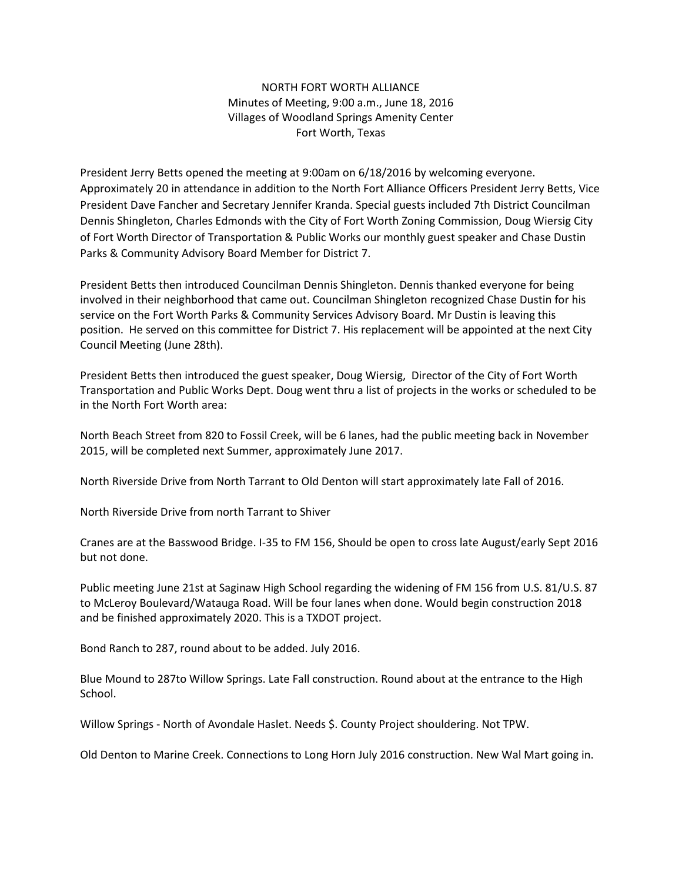NORTH FORT WORTH ALLIANCE
Minutes of Meeting, 9:00 a.m., June 18, 2016
Villages of Woodland Springs Amenity Center
Fort Worth, Texas

President Jerry Betts opened the meeting at 9:00am on 6/18/2016 by welcoming everyone. Approximately 20 in attendance in addition to the North Fort Alliance Officers President Jerry Betts, Vice President Dave Fancher and Secretary Jennifer Kranda. Special guests included 7th District Councilman Dennis Shingleton, Charles Edmonds with the City of Fort Worth Zoning Commission, Doug Wiersig City of Fort Worth Director of Transportation & Public Works our monthly guest speaker and Chase Dustin Parks & Community Advisory Board Member for District 7.

President Betts then introduced Councilman Dennis Shingleton. Dennis thanked everyone for being involved in their neighborhood that came out. Councilman Shingleton recognized Chase Dustin for his service on the Fort Worth Parks & Community Services Advisory Board. Mr Dustin is leaving this position. He served on this committee for District 7. His replacement will be appointed at the next City Council Meeting (June 28th).

President Betts then introduced the guest speaker, Doug Wiersig, Director of the City of Fort Worth Transportation and Public Works Dept. Doug went thru a list of projects in the works or scheduled to be in the North Fort Worth area:

North Beach Street from 820 to Fossil Creek, will be 6 lanes, had the public meeting back in November 2015, will be completed next Summer, approximately June 2017.

North Riverside Drive from North Tarrant to Old Denton will start approximately late Fall of 2016.

North Riverside Drive from north Tarrant to Shiver

Cranes are at the Basswood Bridge. I-35 to FM 156, Should be open to cross late August/early Sept 2016 but not done.

Public meeting June 21st at Saginaw High School regarding the widening of FM 156 from U.S. 81/U.S. 87 to McLeroy Boulevard/Watauga Road. Will be four lanes when done. Would begin construction 2018 and be finished approximately 2020. This is a TXDOT project.

Bond Ranch to 287, round about to be added. July 2016.

Blue Mound to 287to Willow Springs. Late Fall construction. Round about at the entrance to the High School.

Willow Springs - North of Avondale Haslet. Needs $. County Project shouldering. Not TPW.

Old Denton to Marine Creek. Connections to Long Horn July 2016 construction. New Wal Mart going in.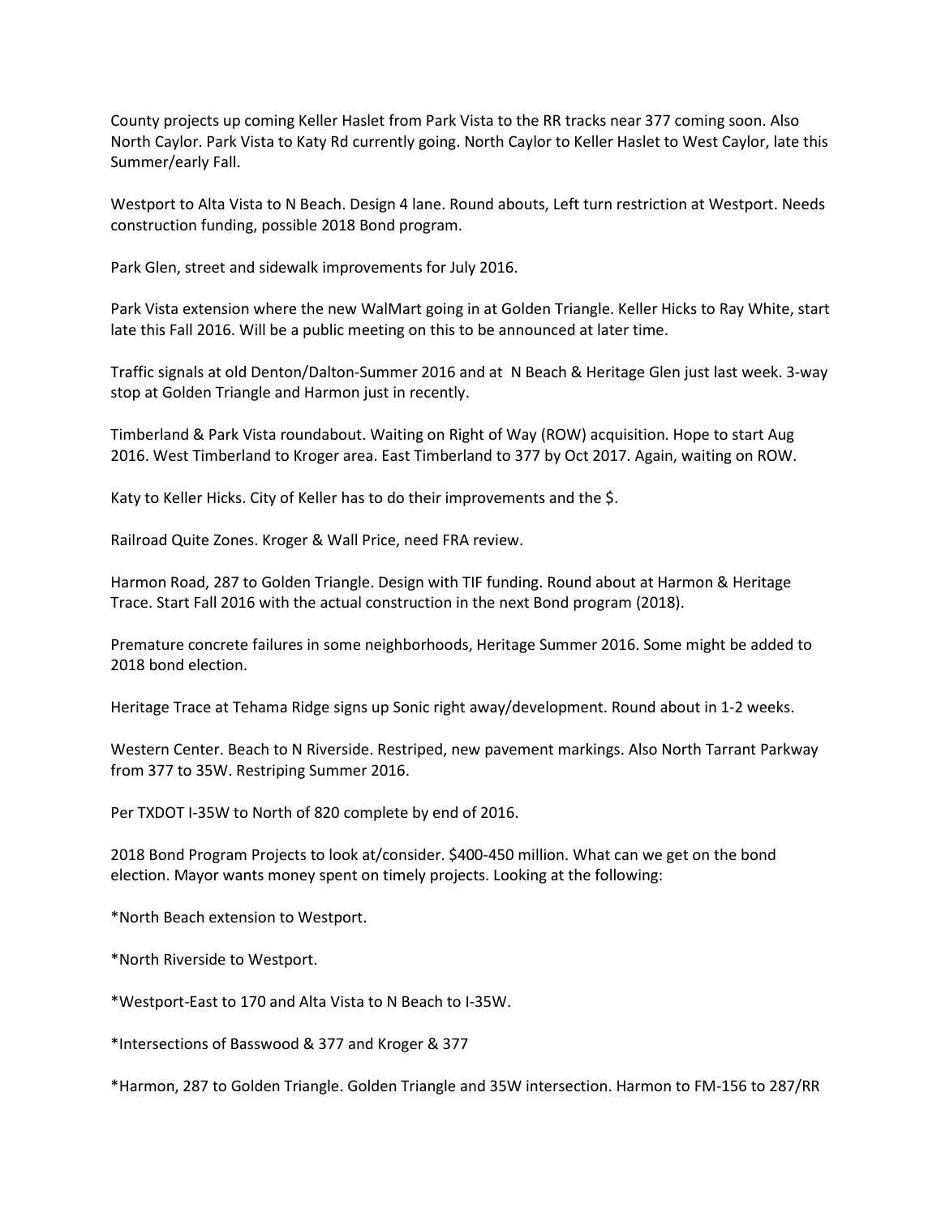County projects up coming Keller Haslet from Park Vista to the RR tracks near 377 coming soon. Also North Caylor. Park Vista to Katy Rd currently going. North Caylor to Keller Haslet to West Caylor, late this Summer/early Fall.

Westport to Alta Vista to N Beach. Design 4 lane. Round abouts, Left turn restriction at Westport. Needs construction funding, possible 2018 Bond program.

Park Glen, street and sidewalk improvements for July 2016.

Park Vista extension where the new WalMart going in at Golden Triangle. Keller Hicks to Ray White, start late this Fall 2016. Will be a public meeting on this to be announced at later time.

Traffic signals at old Denton/Dalton-Summer 2016 and at N Beach & Heritage Glen just last week. 3-way stop at Golden Triangle and Harmon just in recently.

Timberland & Park Vista roundabout. Waiting on Right of Way (ROW) acquisition. Hope to start Aug 2016. West Timberland to Kroger area. East Timberland to 377 by Oct 2017. Again, waiting on ROW.

Katy to Keller Hicks. City of Keller has to do their improvements and the $.

Railroad Quite Zones. Kroger & Wall Price, need FRA review.

Harmon Road, 287 to Golden Triangle. Design with TIF funding. Round about at Harmon & Heritage Trace. Start Fall 2016 with the actual construction in the next Bond program (2018).

Premature concrete failures in some neighborhoods, Heritage Summer 2016. Some might be added to 2018 bond election.

Heritage Trace at Tehama Ridge signs up Sonic right away/development. Round about in 1-2 weeks.

Western Center. Beach to N Riverside. Restriped, new pavement markings. Also North Tarrant Parkway from 377 to 35W. Restriping Summer 2016.

Per TXDOT I-35W to North of 820 complete by end of 2016.

2018 Bond Program Projects to look at/consider. $400-450 million. What can we get on the bond election. Mayor wants money spent on timely projects. Looking at the following:

*North Beach extension to Westport.

*North Riverside to Westport.

*Westport-East to 170 and Alta Vista to N Beach to I-35W.

*Intersections of Basswood & 377 and Kroger & 377

*Harmon, 287 to Golden Triangle. Golden Triangle and 35W intersection. Harmon to FM-156 to 287/RR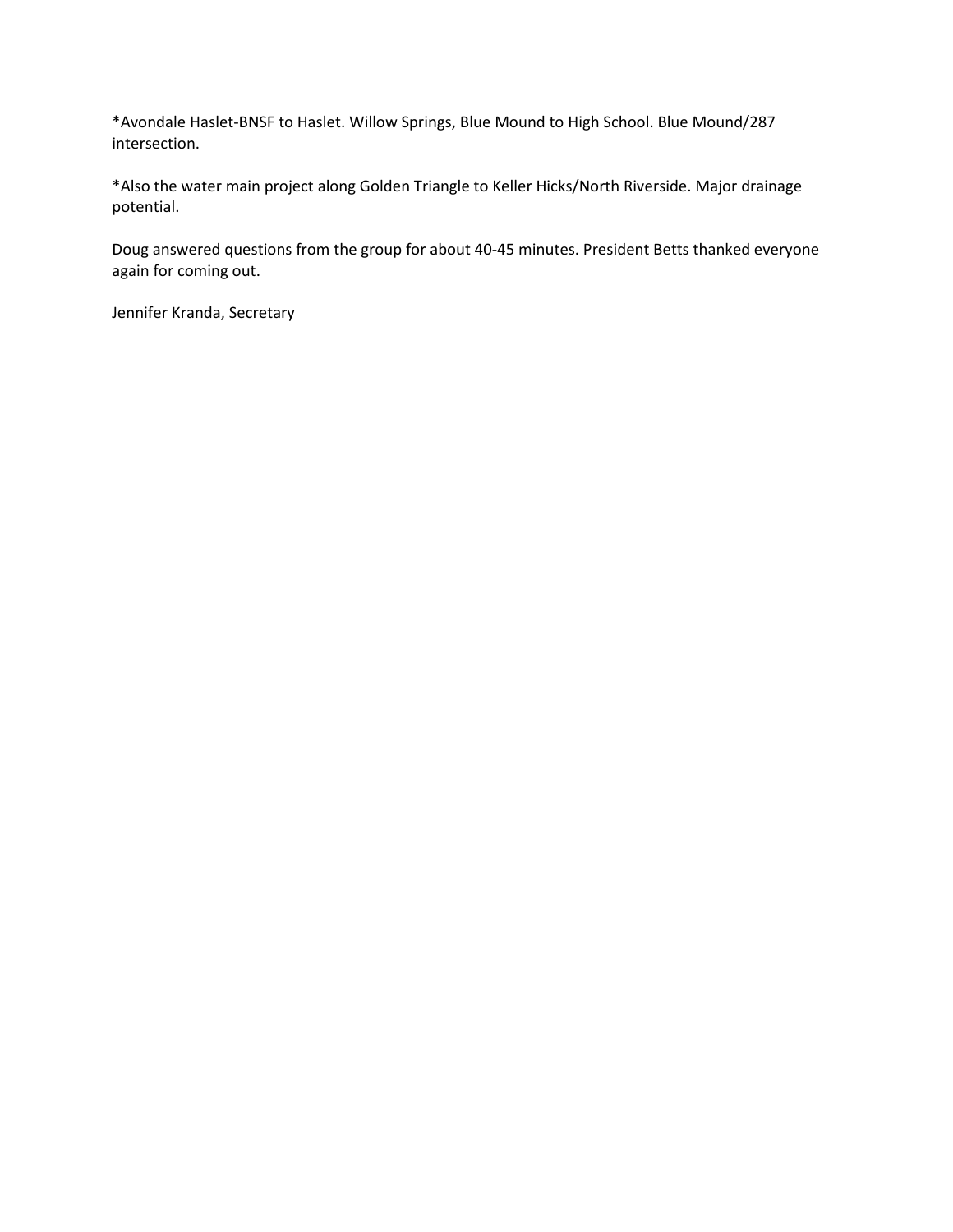*Avondale Haslet-BNSF to Haslet. Willow Springs, Blue Mound to High School. Blue Mound/287 intersection.

*Also the water main project along Golden Triangle to Keller Hicks/North Riverside. Major drainage potential.

Doug answered questions from the group for about 40-45 minutes. President Betts thanked everyone again for coming out.

Jennifer Kranda, Secretary